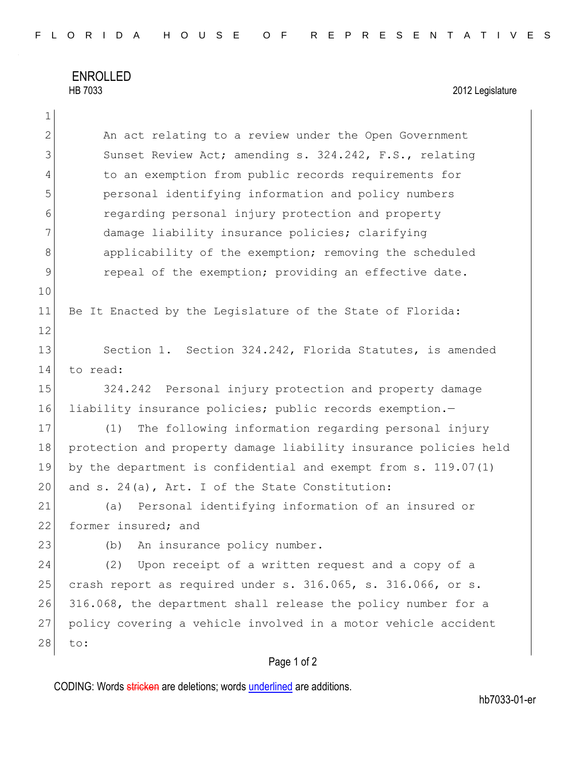FLORIDA HOUSE OF REPRESENTATIVES

ENROLLED

HB 7033 2012 Legislature

An act relating to a review under the Open Government Sunset Review Act; amending s. 324.242, F.S., relating to an exemption from public records requirements for personal identifying information and policy numbers regarding personal injury protection and property damage liability insurance policies; clarifying applicability of the exemption; removing the scheduled repeal of the exemption; providing an effective date.

Be It Enacted by the Legislature of the State of Florida:

Section 1. Section 324.242, Florida Statutes, is amended to read:

324.242 Personal injury protection and property damage liability insurance policies; public records exemption.—

(1) The following information regarding personal injury protection and property damage liability insurance policies held by the department is confidential and exempt from s. 119.07(1) and s. 24(a), Art. I of the State Constitution:

(a) Personal identifying information of an insured or former insured; and

(b) An insurance policy number.

(2) Upon receipt of a written request and a copy of a crash report as required under s. 316.065, s. 316.066, or s. 316.068, the department shall release the policy number for a policy covering a vehicle involved in a motor vehicle accident to:

CODING: Words stricken are deletions; words underlined are additions.

hb7033-01-er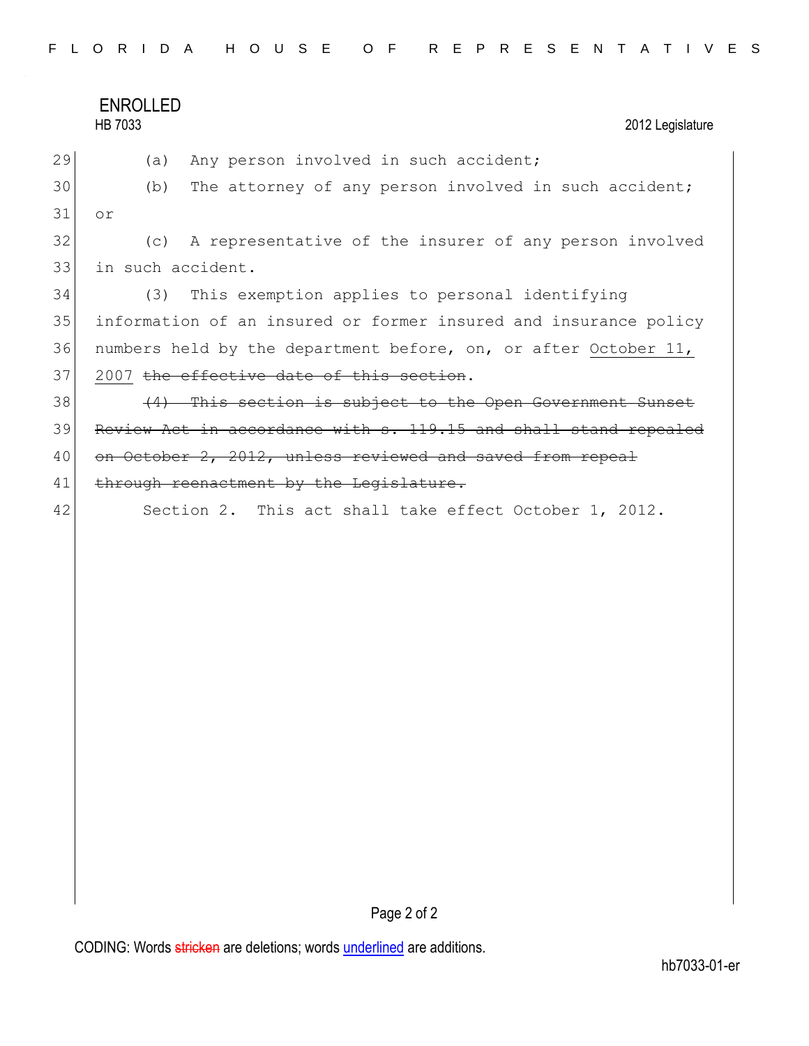(a) Any person involved in such accident;

(b) The attorney of any person involved in such accident; or

(c) A representative of the insurer of any person involved in such accident.

(3) This exemption applies to personal identifying information of an insured or former insured and insurance policy numbers held by the department before, on, or after <u>October 11, 2007</u> ~~the effective date of this section~~.

~~(4) This section is subject to the Open Government Sunset Review Act in accordance with s. 119.15 and shall stand repealed on October 2, 2012, unless reviewed and saved from repeal through reenactment by the Legislature.~~

Section 2. This act shall take effect October 1, 2012.

CODING: Words ~~stricken~~ are deletions; words <u>underlined</u> are additions.